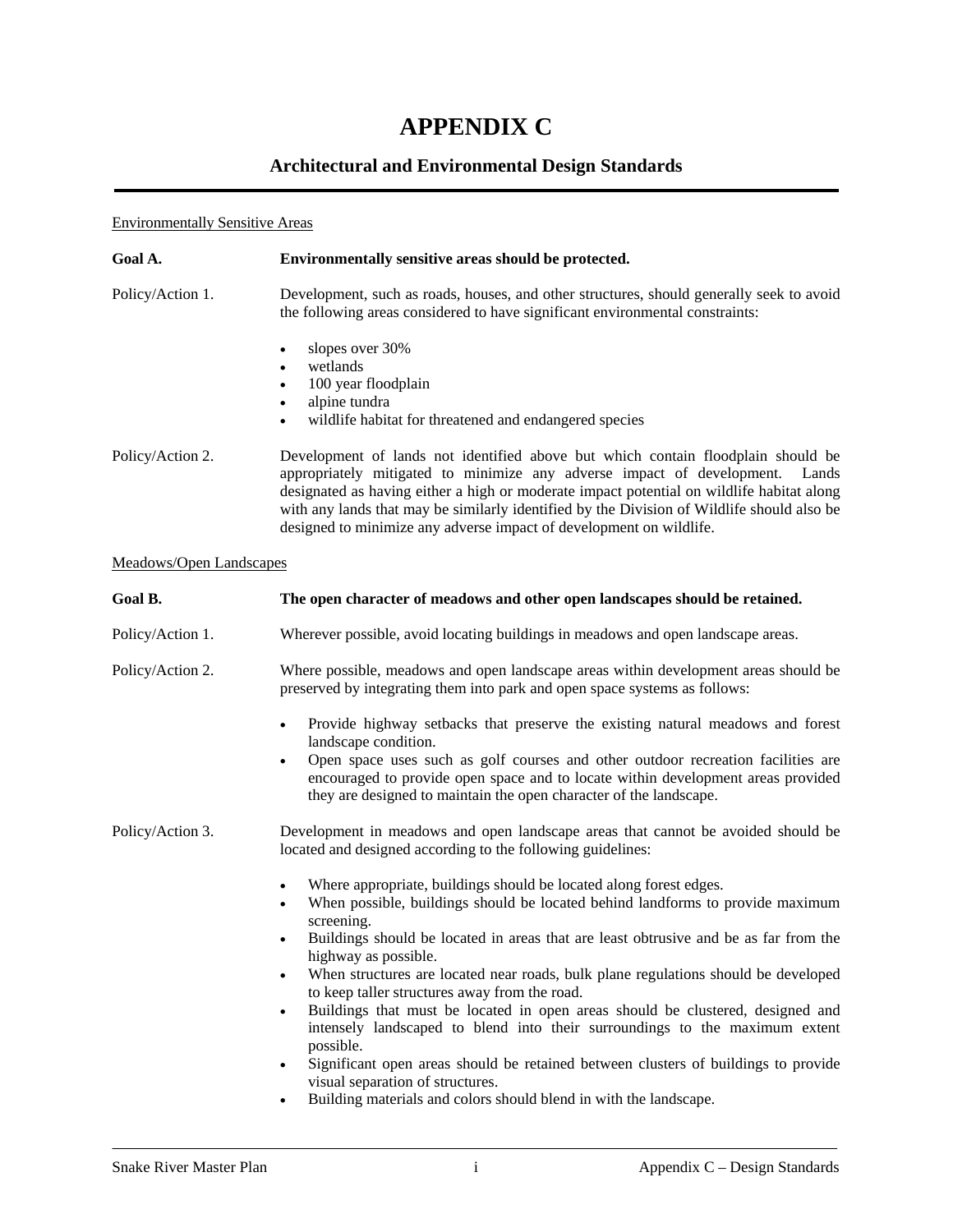# APPENDIX C

## Architectural and Environmental Design Standards

Environmentally Sensitive Areas

**Goal A.** **Environmentally sensitive areas should be protected.**

Policy/Action 1. Development, such as roads, houses, and other structures, should generally seek to avoid the following areas considered to have significant environmental constraints:

- slopes over 30%
- wetlands
- 100 year floodplain
- alpine tundra
- wildlife habitat for threatened and endangered species

Policy/Action 2. Development of lands not identified above but which contain floodplain should be appropriately mitigated to minimize any adverse impact of development. Lands designated as having either a high or moderate impact potential on wildlife habitat along with any lands that may be similarly identified by the Division of Wildlife should also be designed to minimize any adverse impact of development on wildlife.

Meadows/Open Landscapes

**Goal B.** **The open character of meadows and other open landscapes should be retained.**

Policy/Action 1. Wherever possible, avoid locating buildings in meadows and open landscape areas.

Policy/Action 2. Where possible, meadows and open landscape areas within development areas should be preserved by integrating them into park and open space systems as follows:

- Provide highway setbacks that preserve the existing natural meadows and forest landscape condition.
- Open space uses such as golf courses and other outdoor recreation facilities are encouraged to provide open space and to locate within development areas provided they are designed to maintain the open character of the landscape.

Policy/Action 3. Development in meadows and open landscape areas that cannot be avoided should be located and designed according to the following guidelines:

- Where appropriate, buildings should be located along forest edges.
- When possible, buildings should be located behind landforms to provide maximum screening.
- Buildings should be located in areas that are least obtrusive and be as far from the highway as possible.
- When structures are located near roads, bulk plane regulations should be developed to keep taller structures away from the road.
- Buildings that must be located in open areas should be clustered, designed and intensely landscaped to blend into their surroundings to the maximum extent possible.
- Significant open areas should be retained between clusters of buildings to provide visual separation of structures.
- Building materials and colors should blend in with the landscape.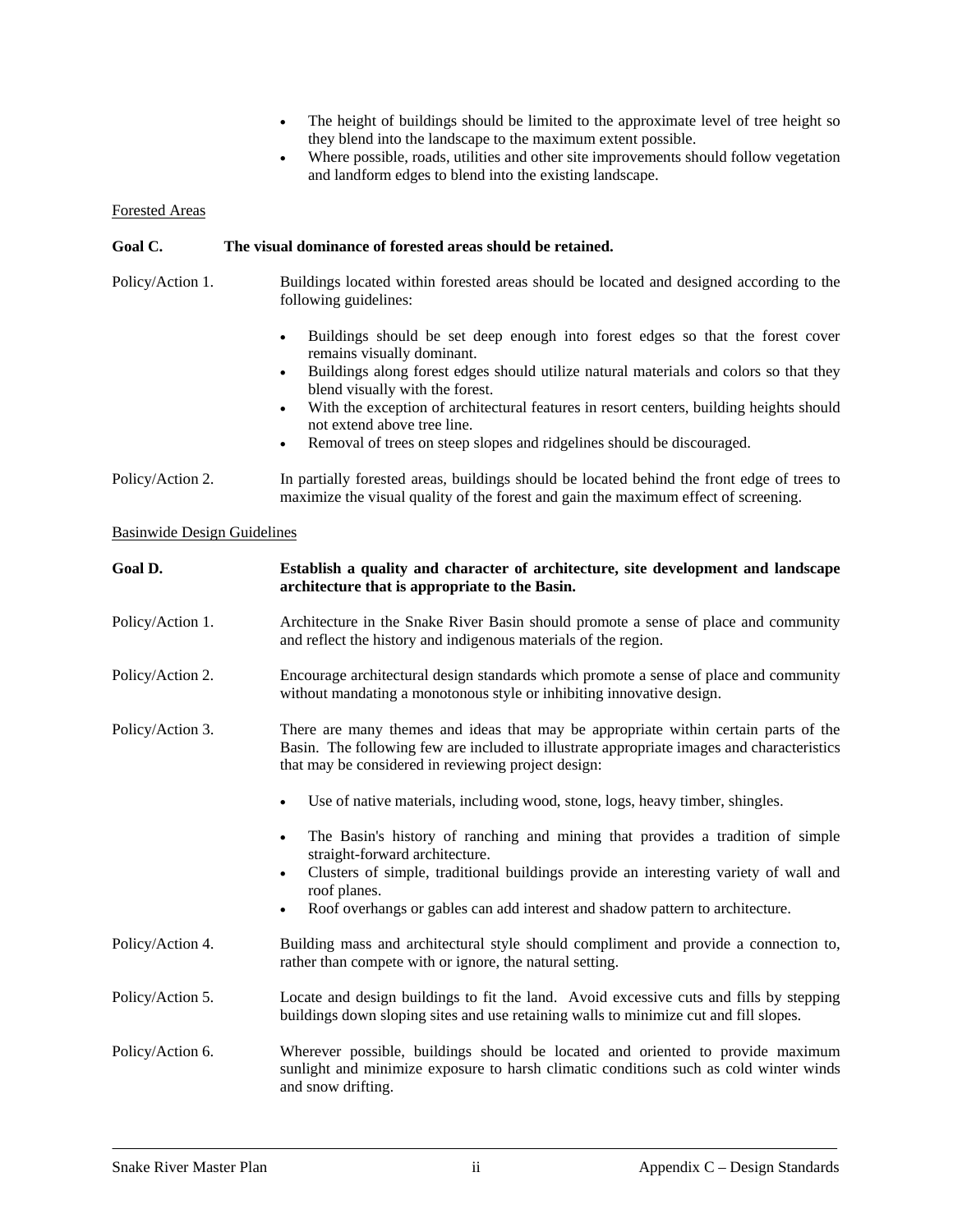- The height of buildings should be limited to the approximate level of tree height so they blend into the landscape to the maximum extent possible.
- Where possible, roads, utilities and other site improvements should follow vegetation and landform edges to blend into the existing landscape.

Forested Areas

**Goal C. The visual dominance of forested areas should be retained.**

Policy/Action 1. Buildings located within forested areas should be located and designed according to the following guidelines:

- Buildings should be set deep enough into forest edges so that the forest cover remains visually dominant.
- Buildings along forest edges should utilize natural materials and colors so that they blend visually with the forest.
- With the exception of architectural features in resort centers, building heights should not extend above tree line.
- Removal of trees on steep slopes and ridgelines should be discouraged.

Policy/Action 2. In partially forested areas, buildings should be located behind the front edge of trees to maximize the visual quality of the forest and gain the maximum effect of screening.

Basinwide Design Guidelines

**Goal D. Establish a quality and character of architecture, site development and landscape architecture that is appropriate to the Basin.**

Policy/Action 1. Architecture in the Snake River Basin should promote a sense of place and community and reflect the history and indigenous materials of the region.

Policy/Action 2. Encourage architectural design standards which promote a sense of place and community without mandating a monotonous style or inhibiting innovative design.

Policy/Action 3. There are many themes and ideas that may be appropriate within certain parts of the Basin. The following few are included to illustrate appropriate images and characteristics that may be considered in reviewing project design:

- Use of native materials, including wood, stone, logs, heavy timber, shingles.
- The Basin's history of ranching and mining that provides a tradition of simple straight-forward architecture.
- Clusters of simple, traditional buildings provide an interesting variety of wall and roof planes.
- Roof overhangs or gables can add interest and shadow pattern to architecture.

Policy/Action 4. Building mass and architectural style should compliment and provide a connection to, rather than compete with or ignore, the natural setting.

Policy/Action 5. Locate and design buildings to fit the land. Avoid excessive cuts and fills by stepping buildings down sloping sites and use retaining walls to minimize cut and fill slopes.

Policy/Action 6. Wherever possible, buildings should be located and oriented to provide maximum sunlight and minimize exposure to harsh climatic conditions such as cold winter winds and snow drifting.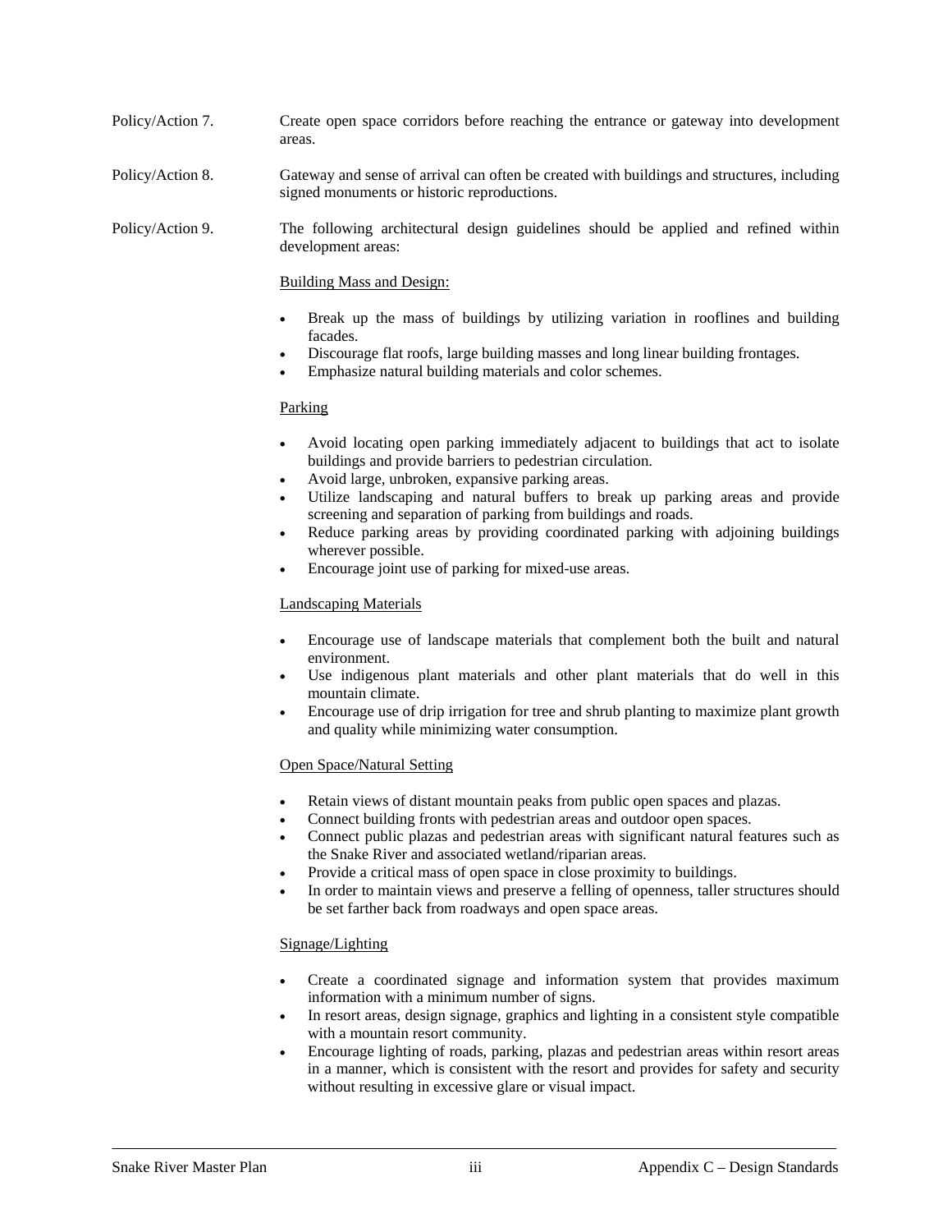Policy/Action 7. Create open space corridors before reaching the entrance or gateway into development areas.

Policy/Action 8. Gateway and sense of arrival can often be created with buildings and structures, including signed monuments or historic reproductions.

Policy/Action 9. The following architectural design guidelines should be applied and refined within development areas:

<u>Building Mass and Design:</u>

- Break up the mass of buildings by utilizing variation in rooflines and building facades.
- Discourage flat roofs, large building masses and long linear building frontages.
- Emphasize natural building materials and color schemes.

<u>Parking</u>

- Avoid locating open parking immediately adjacent to buildings that act to isolate buildings and provide barriers to pedestrian circulation.
- Avoid large, unbroken, expansive parking areas.
- Utilize landscaping and natural buffers to break up parking areas and provide screening and separation of parking from buildings and roads.
- Reduce parking areas by providing coordinated parking with adjoining buildings wherever possible.
- Encourage joint use of parking for mixed-use areas.

<u>Landscaping Materials</u>

- Encourage use of landscape materials that complement both the built and natural environment.
- Use indigenous plant materials and other plant materials that do well in this mountain climate.
- Encourage use of drip irrigation for tree and shrub planting to maximize plant growth and quality while minimizing water consumption.

<u>Open Space/Natural Setting</u>

- Retain views of distant mountain peaks from public open spaces and plazas.
- Connect building fronts with pedestrian areas and outdoor open spaces.
- Connect public plazas and pedestrian areas with significant natural features such as the Snake River and associated wetland/riparian areas.
- Provide a critical mass of open space in close proximity to buildings.
- In order to maintain views and preserve a felling of openness, taller structures should be set farther back from roadways and open space areas.

<u>Signage/Lighting</u>

- Create a coordinated signage and information system that provides maximum information with a minimum number of signs.
- In resort areas, design signage, graphics and lighting in a consistent style compatible with a mountain resort community.
- Encourage lighting of roads, parking, plazas and pedestrian areas within resort areas in a manner, which is consistent with the resort and provides for safety and security without resulting in excessive glare or visual impact.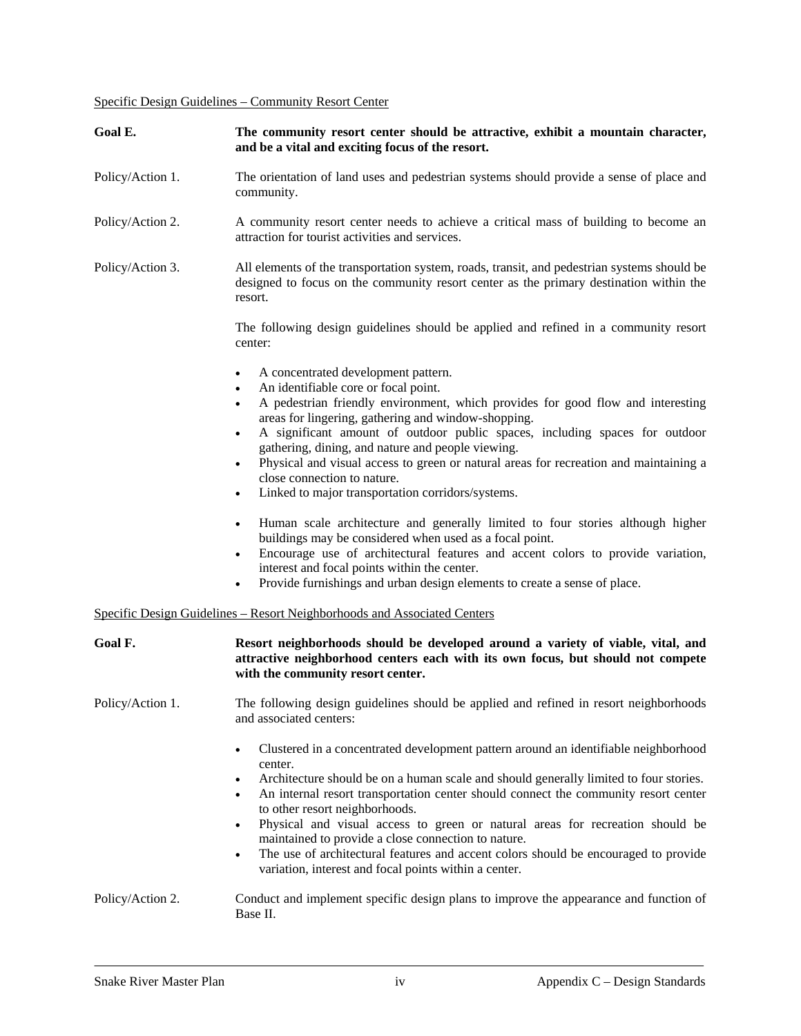<u>Specific Design Guidelines – Community Resort Center</u>

**Goal E.** **The community resort center should be attractive, exhibit a mountain character, and be a vital and exciting focus of the resort.**

Policy/Action 1. The orientation of land uses and pedestrian systems should provide a sense of place and community.

Policy/Action 2. A community resort center needs to achieve a critical mass of building to become an attraction for tourist activities and services.

Policy/Action 3. All elements of the transportation system, roads, transit, and pedestrian systems should be designed to focus on the community resort center as the primary destination within the resort.

The following design guidelines should be applied and refined in a community resort center:

- A concentrated development pattern.
- An identifiable core or focal point.
- A pedestrian friendly environment, which provides for good flow and interesting areas for lingering, gathering and window-shopping.
- A significant amount of outdoor public spaces, including spaces for outdoor gathering, dining, and nature and people viewing.
- Physical and visual access to green or natural areas for recreation and maintaining a close connection to nature.
- Linked to major transportation corridors/systems.

- Human scale architecture and generally limited to four stories although higher buildings may be considered when used as a focal point.
- Encourage use of architectural features and accent colors to provide variation, interest and focal points within the center.
- Provide furnishings and urban design elements to create a sense of place.

<u>Specific Design Guidelines – Resort Neighborhoods and Associated Centers</u>

**Goal F.** **Resort neighborhoods should be developed around a variety of viable, vital, and attractive neighborhood centers each with its own focus, but should not compete with the community resort center.**

Policy/Action 1. The following design guidelines should be applied and refined in resort neighborhoods and associated centers:

- Clustered in a concentrated development pattern around an identifiable neighborhood center.
- Architecture should be on a human scale and should generally limited to four stories.
- An internal resort transportation center should connect the community resort center to other resort neighborhoods.
- Physical and visual access to green or natural areas for recreation should be maintained to provide a close connection to nature.
- The use of architectural features and accent colors should be encouraged to provide variation, interest and focal points within a center.

Policy/Action 2. Conduct and implement specific design plans to improve the appearance and function of Base II.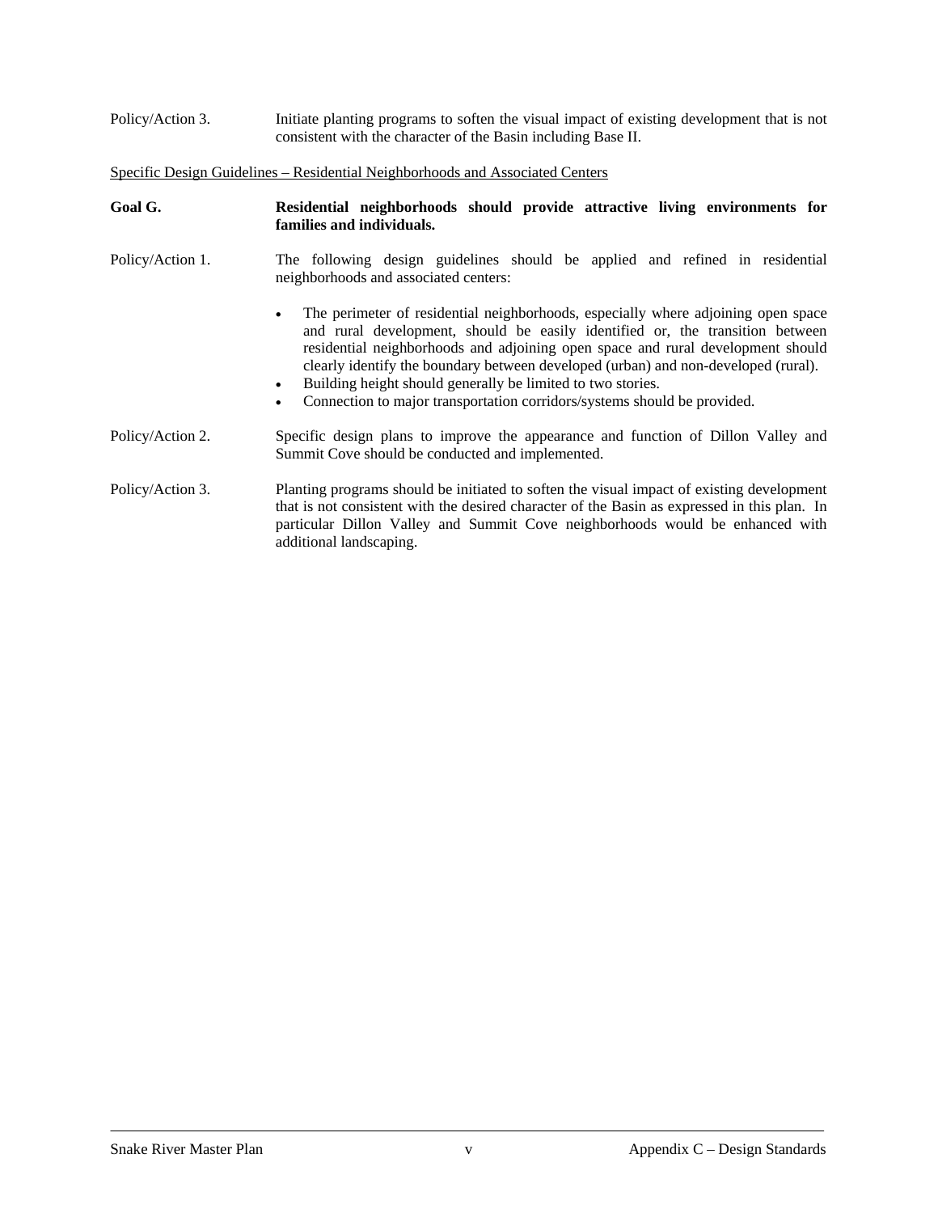Policy/Action 3. Initiate planting programs to soften the visual impact of existing development that is not consistent with the character of the Basin including Base II.

Specific Design Guidelines – Residential Neighborhoods and Associated Centers

**Goal G. Residential neighborhoods should provide attractive living environments for families and individuals.**

Policy/Action 1. The following design guidelines should be applied and refined in residential neighborhoods and associated centers:

- The perimeter of residential neighborhoods, especially where adjoining open space and rural development, should be easily identified or, the transition between residential neighborhoods and adjoining open space and rural development should clearly identify the boundary between developed (urban) and non-developed (rural).
- Building height should generally be limited to two stories.
- Connection to major transportation corridors/systems should be provided.

Policy/Action 2. Specific design plans to improve the appearance and function of Dillon Valley and Summit Cove should be conducted and implemented.

Policy/Action 3. Planting programs should be initiated to soften the visual impact of existing development that is not consistent with the desired character of the Basin as expressed in this plan. In particular Dillon Valley and Summit Cove neighborhoods would be enhanced with additional landscaping.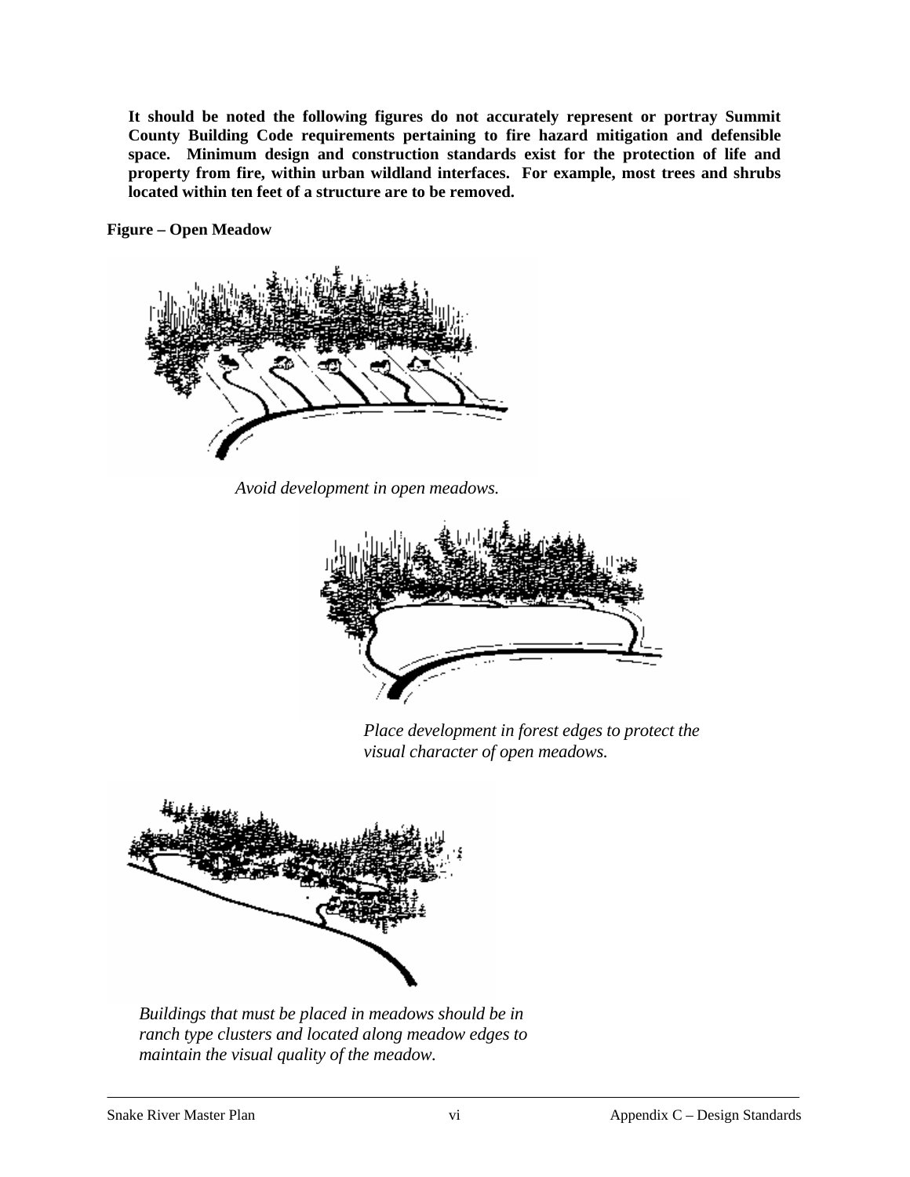**It should be noted the following figures do not accurately represent or portray Summit County Building Code requirements pertaining to fire hazard mitigation and defensible space. Minimum design and construction standards exist for the protection of life and property from fire, within urban wildland interfaces. For example, most trees and shrubs located within ten feet of a structure are to be removed.**

**Figure – Open Meadow**

*Avoid development in open meadows.*

*Place development in forest edges to protect the visual character of open meadows.*

*Buildings that must be placed in meadows should be in ranch type clusters and located along meadow edges to maintain the visual quality of the meadow.*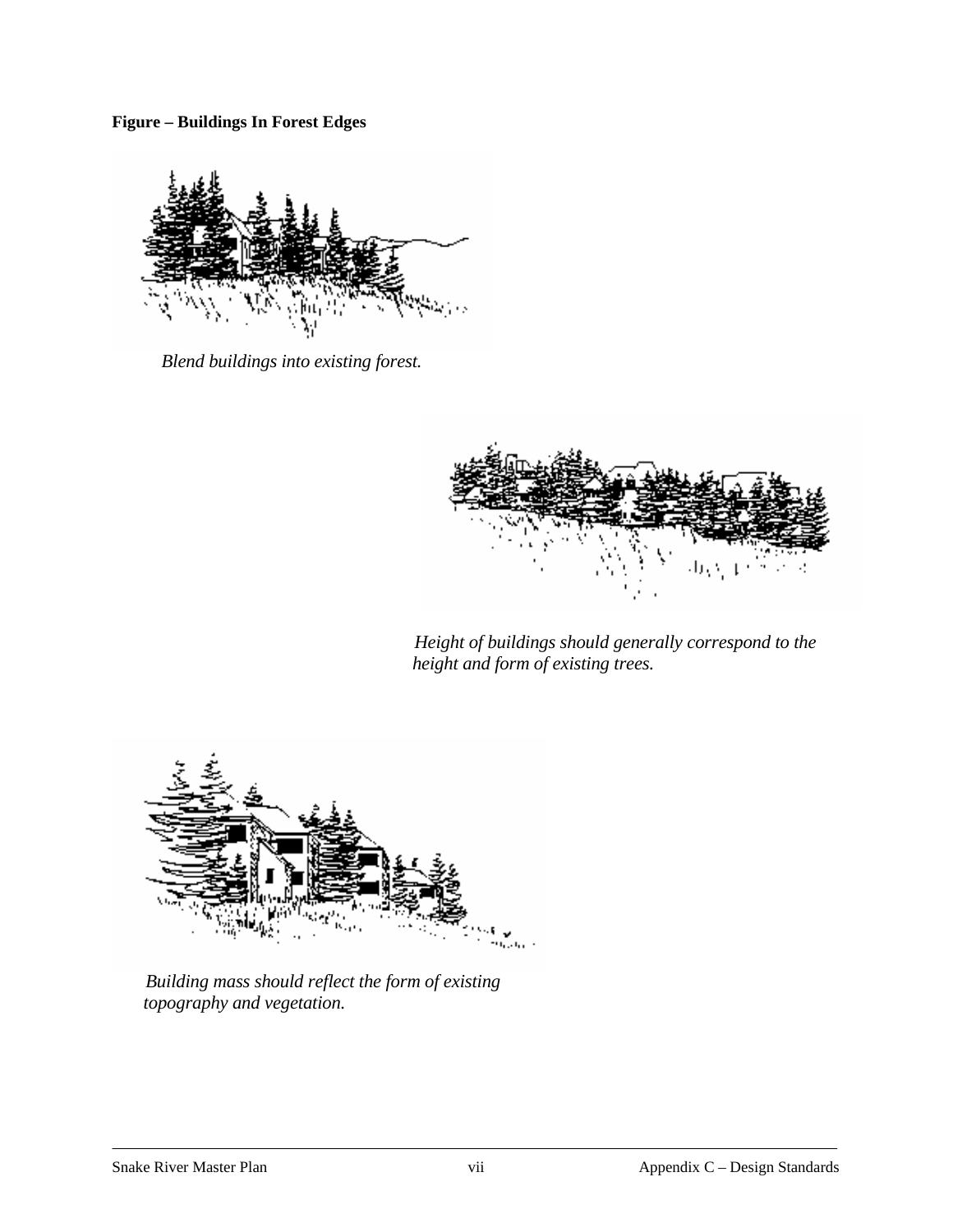**Figure – Buildings In Forest Edges**

*Blend buildings into existing forest.*

*Height of buildings should generally correspond to the height and form of existing trees.*

*Building mass should reflect the form of existing topography and vegetation.*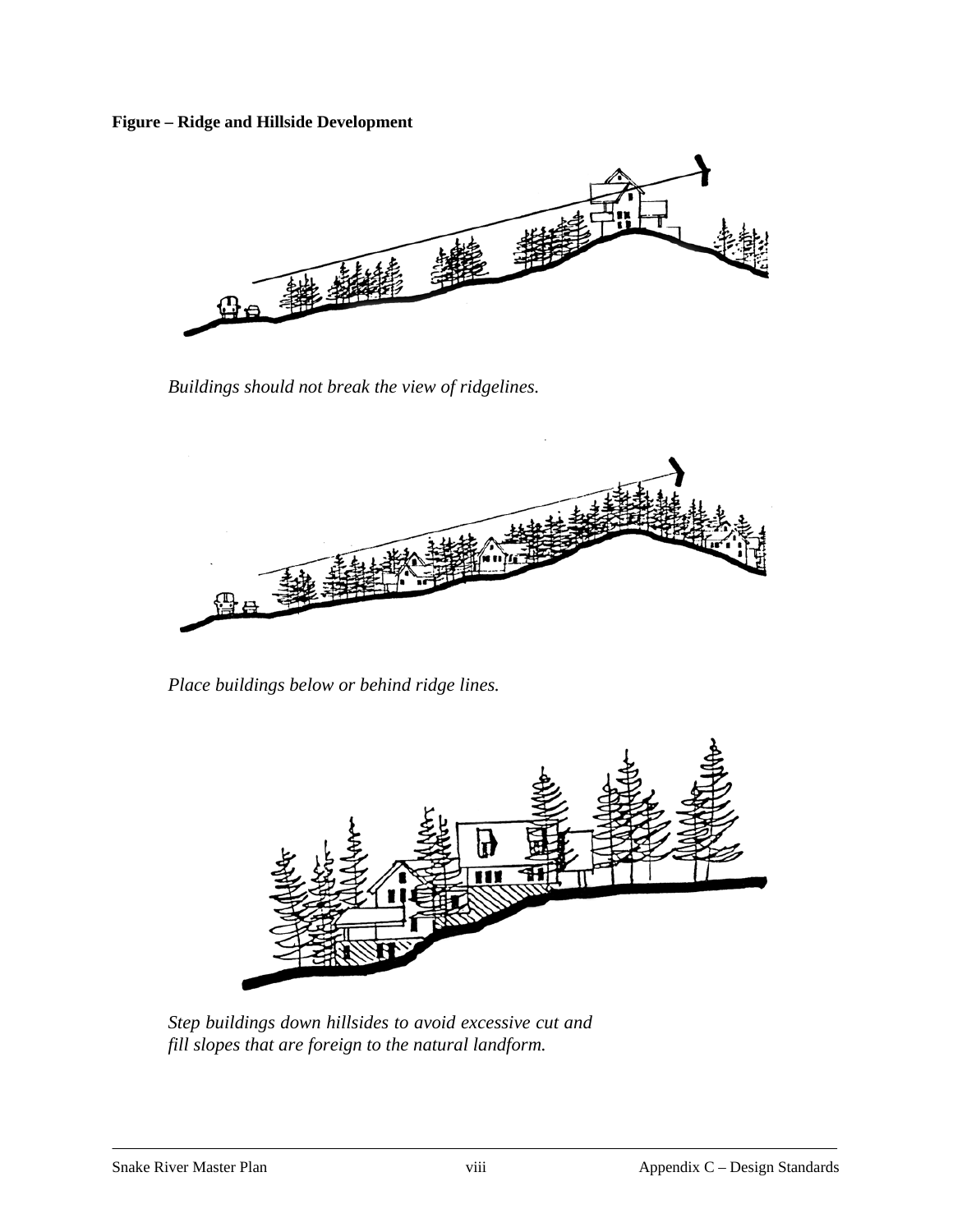**Figure – Ridge and Hillside Development**

*Buildings should not break the view of ridgelines.*

*Place buildings below or behind ridge lines.*

*Step buildings down hillsides to avoid excessive cut and fill slopes that are foreign to the natural landform.*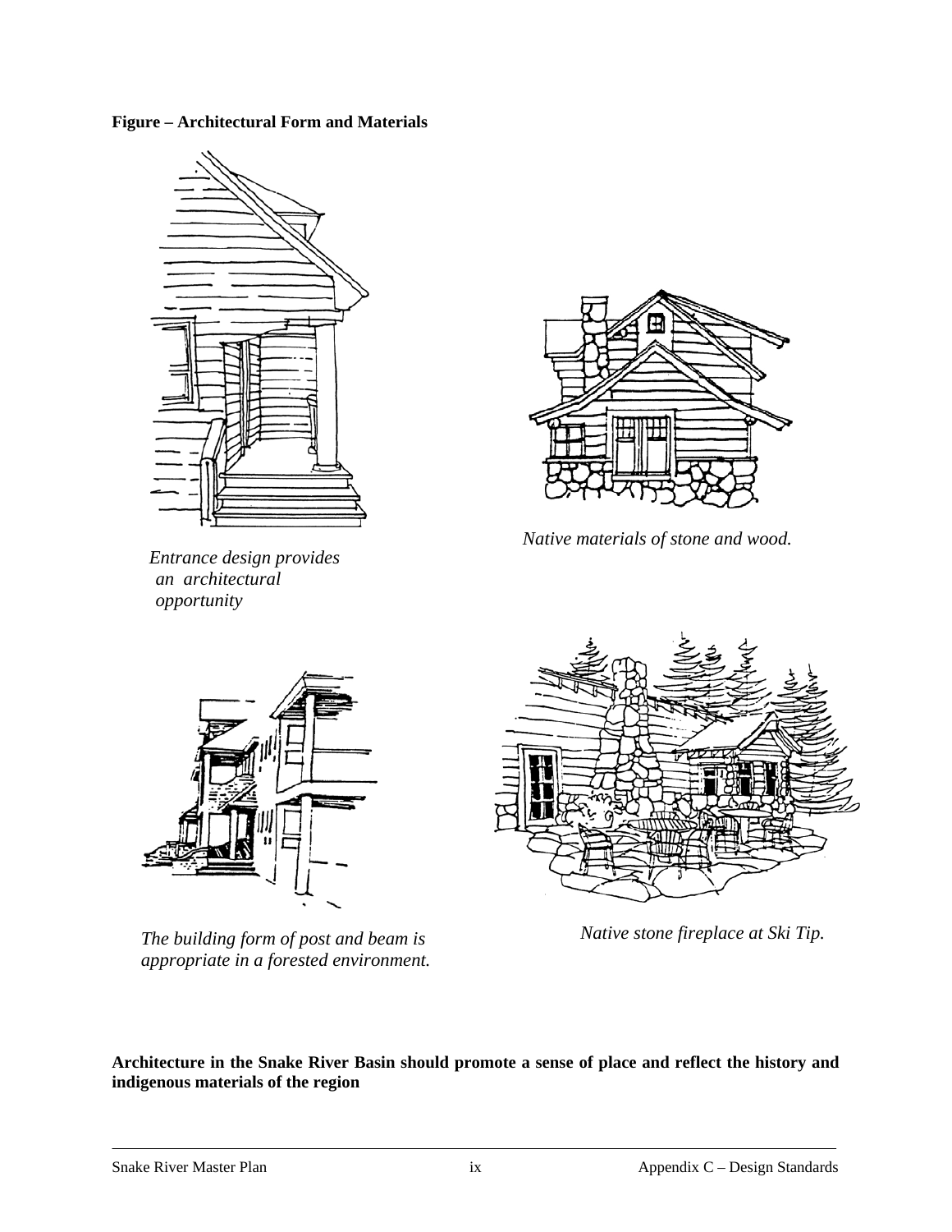**Figure – Architectural Form and Materials**

*Entrance design provides an architectural opportunity*

*Native materials of stone and wood.*

*The building form of post and beam is appropriate in a forested environment.*

*Native stone fireplace at Ski Tip.*

**Architecture in the Snake River Basin should promote a sense of place and reflect the history and indigenous materials of the region**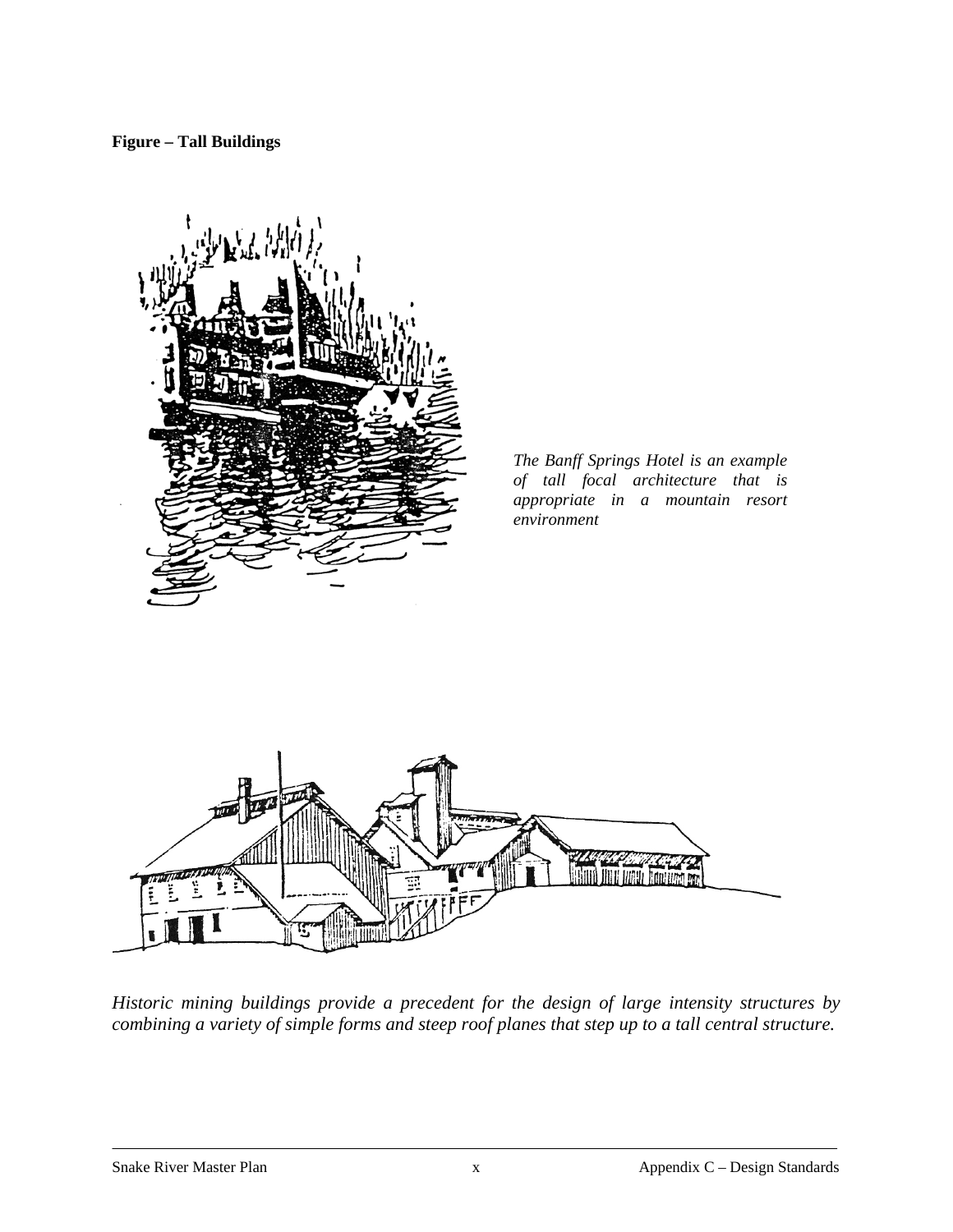**Figure – Tall Buildings**

*The Banff Springs Hotel is an example of tall focal architecture that is appropriate in a mountain resort environment*

*Historic mining buildings provide a precedent for the design of large intensity structures by combining a variety of simple forms and steep roof planes that step up to a tall central structure.*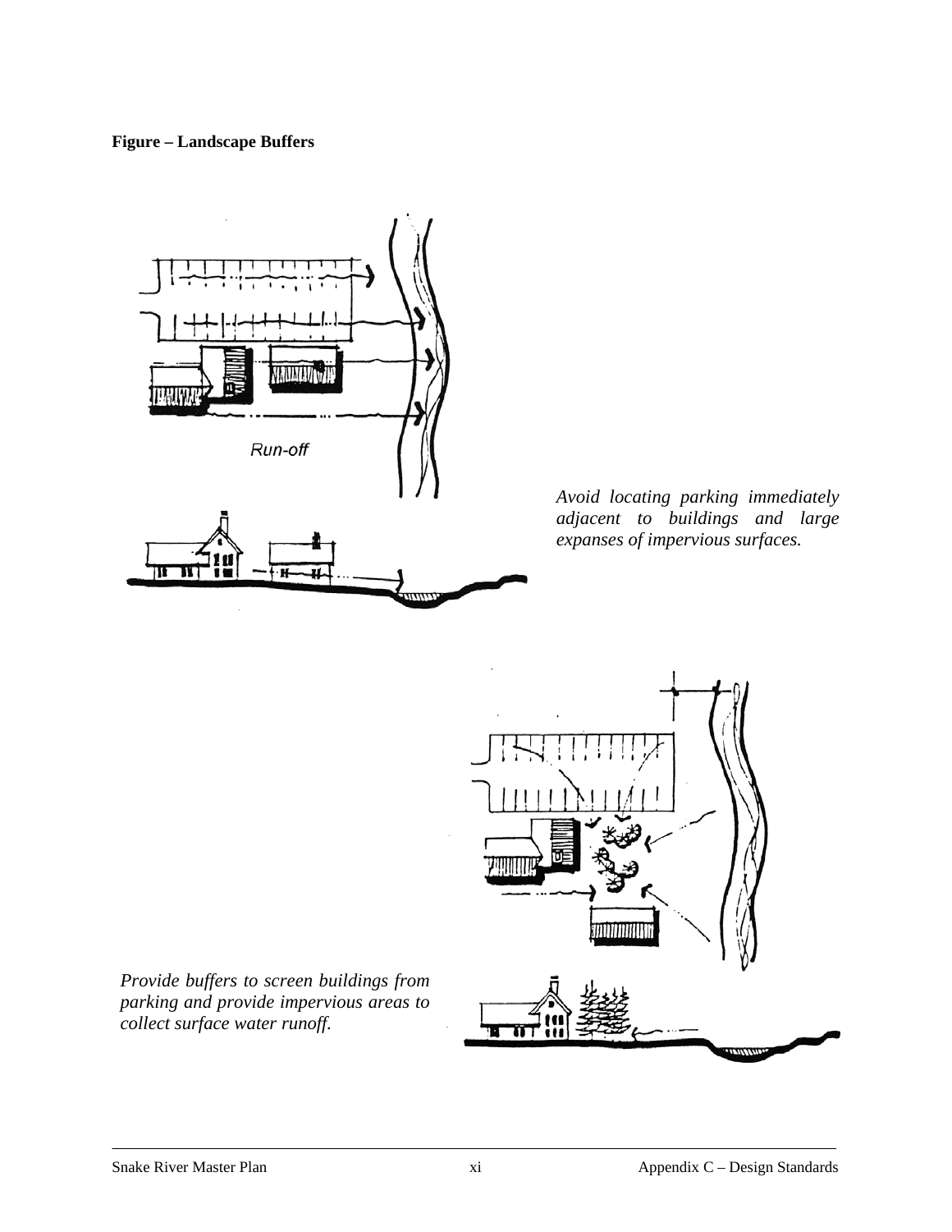**Figure – Landscape Buffers**

Run-off

*Avoid locating parking immediately adjacent to buildings and large expanses of impervious surfaces.*

*Provide buffers to screen buildings from parking and provide impervious areas to collect surface water runoff.*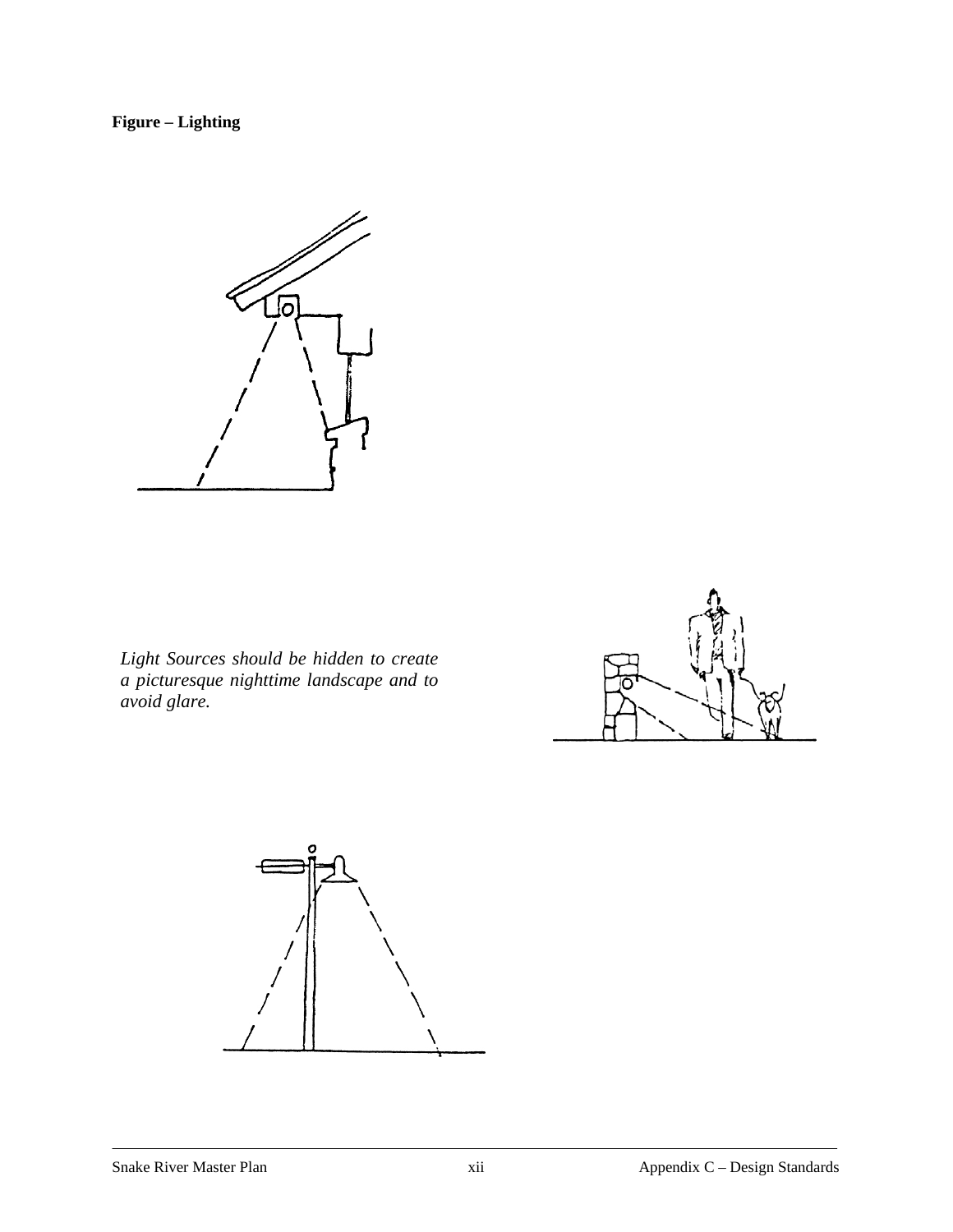**Figure – Lighting**

*Light Sources should be hidden to create a picturesque nighttime landscape and to avoid glare.*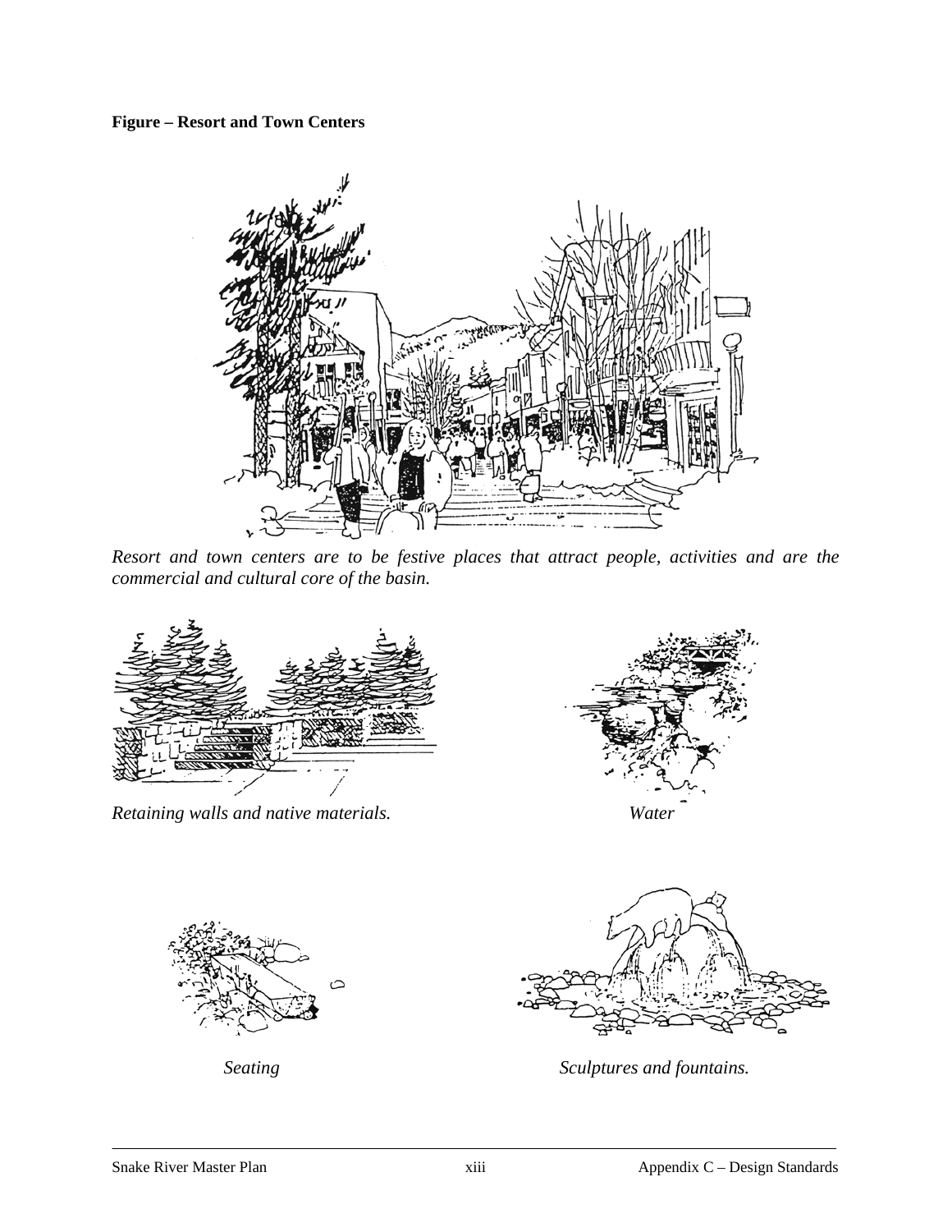**Figure – Resort and Town Centers**

*Resort and town centers are to be festive places that attract people, activities and are the commercial and cultural core of the basin.*

*Retaining walls and native materials.*

*Water*

*Seating*

*Sculptures and fountains.*